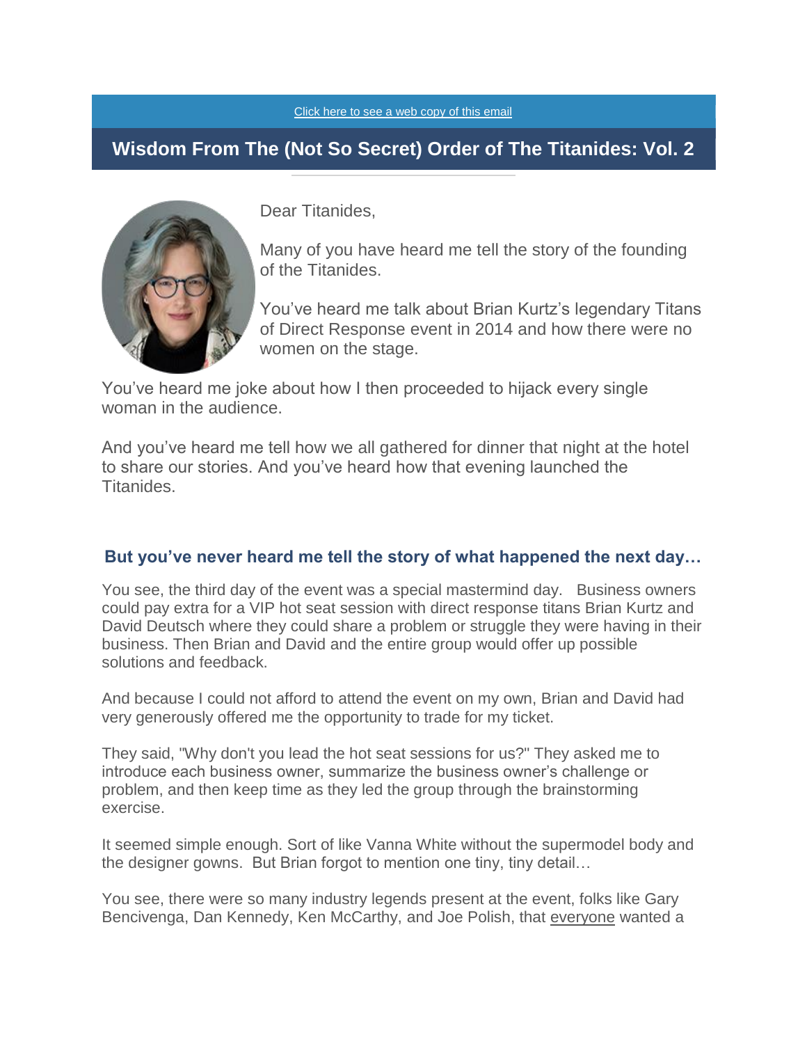Click here to see a web copy of this email

# Wisdom From The (Not So Secret) Order of The Titanides: Vol. 2

Dear Titanides,

Many of you have heard me tell the story of the founding of the Titanides.

You've heard me talk about Brian Kurtz's legendary Titans of Direct Response event in 2014 and how there were no women on the stage.

You've heard me joke about how I then proceeded to hijack every single woman in the audience.

And you've heard me tell how we all gathered for dinner that night at the hotel to share our stories. And you've heard how that evening launched the Titanides.

### But you've never heard me tell the story of what happened the next day…

You see, the third day of the event was a special mastermind day. Business owners could pay extra for a VIP hot seat session with direct response titans Brian Kurtz and David Deutsch where they could share a problem or struggle they were having in their business. Then Brian and David and the entire group would offer up possible solutions and feedback.

And because I could not afford to attend the event on my own, Brian and David had very generously offered me the opportunity to trade for my ticket.

They said, "Why don't you lead the hot seat sessions for us?" They asked me to introduce each business owner, summarize the business owner's challenge or problem, and then keep time as they led the group through the brainstorming exercise.

It seemed simple enough. Sort of like Vanna White without the supermodel body and the designer gowns. But Brian forgot to mention one tiny, tiny detail…

You see, there were so many industry legends present at the event, folks like Gary Bencivenga, Dan Kennedy, Ken McCarthy, and Joe Polish, that everyone wanted a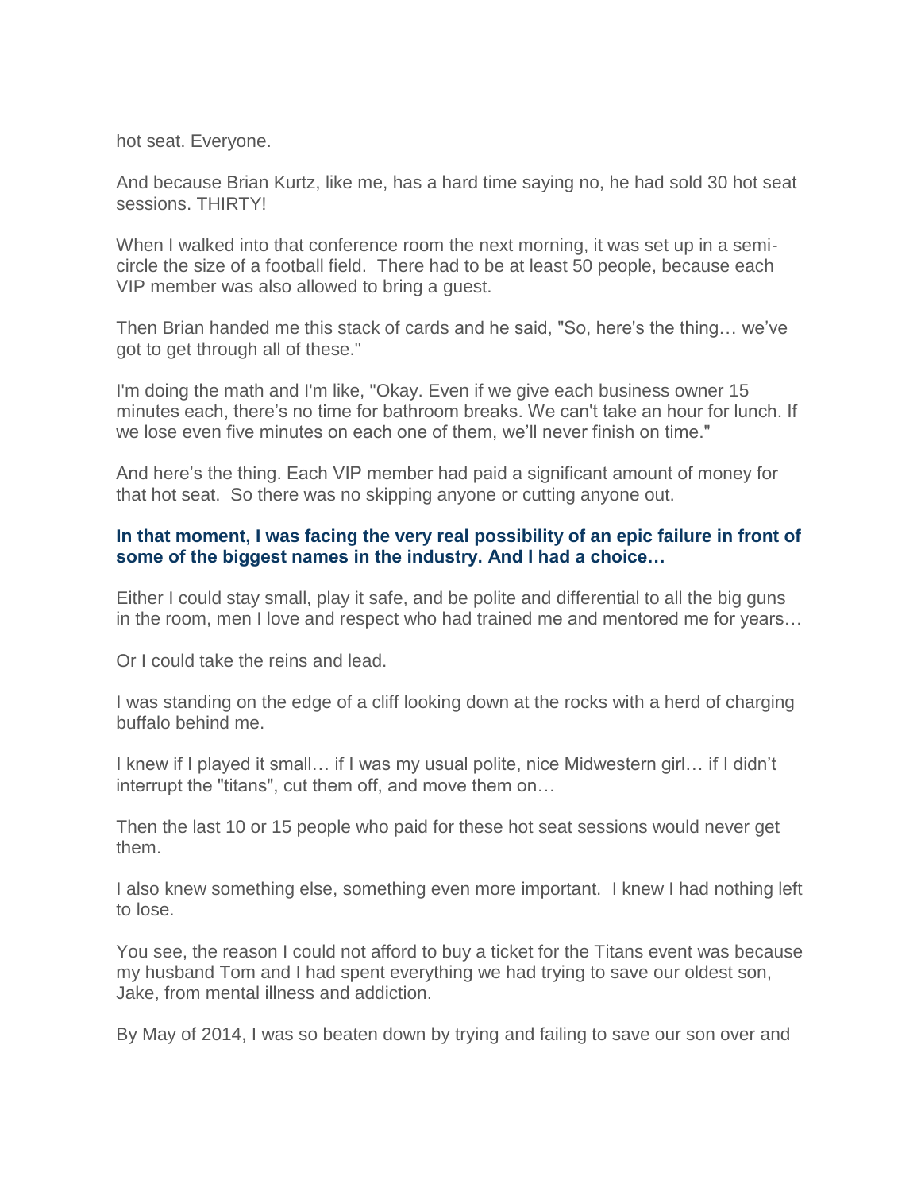hot seat. Everyone.

And because Brian Kurtz, like me, has a hard time saying no, he had sold 30 hot seat sessions. THIRTY!

When I walked into that conference room the next morning, it was set up in a semi-circle the size of a football field. There had to be at least 50 people, because each VIP member was also allowed to bring a guest.

Then Brian handed me this stack of cards and he said, "So, here's the thing… we've got to get through all of these."

I'm doing the math and I'm like, "Okay. Even if we give each business owner 15 minutes each, there's no time for bathroom breaks. We can't take an hour for lunch. If we lose even five minutes on each one of them, we'll never finish on time."

And here's the thing. Each VIP member had paid a significant amount of money for that hot seat. So there was no skipping anyone or cutting anyone out.

**In that moment, I was facing the very real possibility of an epic failure in front of some of the biggest names in the industry. And I had a choice…**

Either I could stay small, play it safe, and be polite and differential to all the big guns in the room, men I love and respect who had trained me and mentored me for years…

Or I could take the reins and lead.

I was standing on the edge of a cliff looking down at the rocks with a herd of charging buffalo behind me.

I knew if I played it small… if I was my usual polite, nice Midwestern girl… if I didn't interrupt the "titans", cut them off, and move them on…

Then the last 10 or 15 people who paid for these hot seat sessions would never get them.

I also knew something else, something even more important. I knew I had nothing left to lose.

You see, the reason I could not afford to buy a ticket for the Titans event was because my husband Tom and I had spent everything we had trying to save our oldest son, Jake, from mental illness and addiction.

By May of 2014, I was so beaten down by trying and failing to save our son over and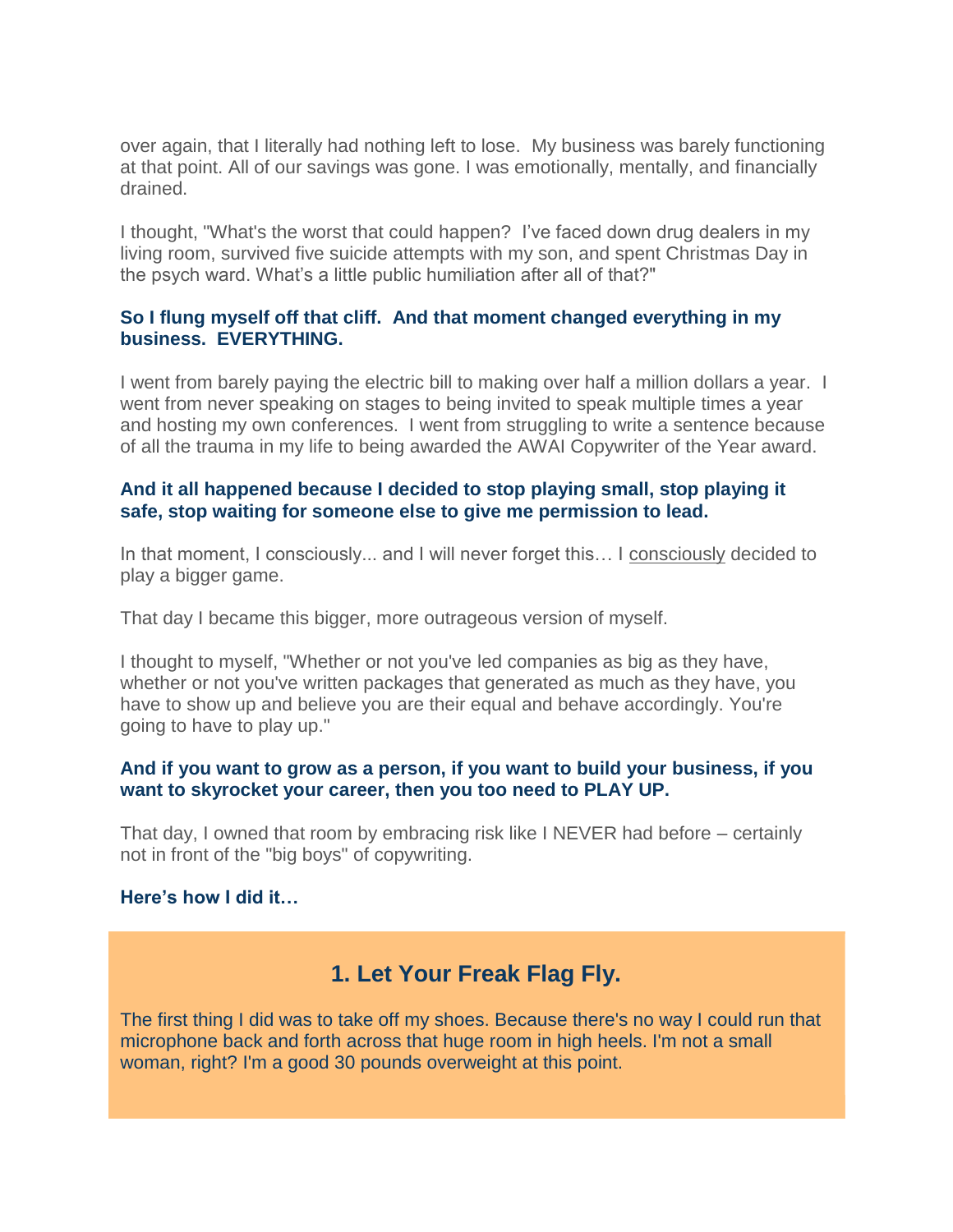over again, that I literally had nothing left to lose. My business was barely functioning at that point. All of our savings was gone. I was emotionally, mentally, and financially drained.

I thought, "What's the worst that could happen? I've faced down drug dealers in my living room, survived five suicide attempts with my son, and spent Christmas Day in the psych ward. What's a little public humiliation after all of that?"

**So I flung myself off that cliff. And that moment changed everything in my business. EVERYTHING.**

I went from barely paying the electric bill to making over half a million dollars a year. I went from never speaking on stages to being invited to speak multiple times a year and hosting my own conferences. I went from struggling to write a sentence because of all the trauma in my life to being awarded the AWAI Copywriter of the Year award.

**And it all happened because I decided to stop playing small, stop playing it safe, stop waiting for someone else to give me permission to lead.**

In that moment, I consciously... and I will never forget this… I <u>consciously</u> decided to play a bigger game.

That day I became this bigger, more outrageous version of myself.

I thought to myself, "Whether or not you've led companies as big as they have, whether or not you've written packages that generated as much as they have, you have to show up and believe you are their equal and behave accordingly. You're going to have to play up."

**And if you want to grow as a person, if you want to build your business, if you want to skyrocket your career, then you too need to PLAY UP.**

That day, I owned that room by embracing risk like I NEVER had before – certainly not in front of the "big boys" of copywriting.

**Here's how I did it…**

## 1. Let Your Freak Flag Fly.

The first thing I did was to take off my shoes. Because there's no way I could run that microphone back and forth across that huge room in high heels. I'm not a small woman, right? I'm a good 30 pounds overweight at this point.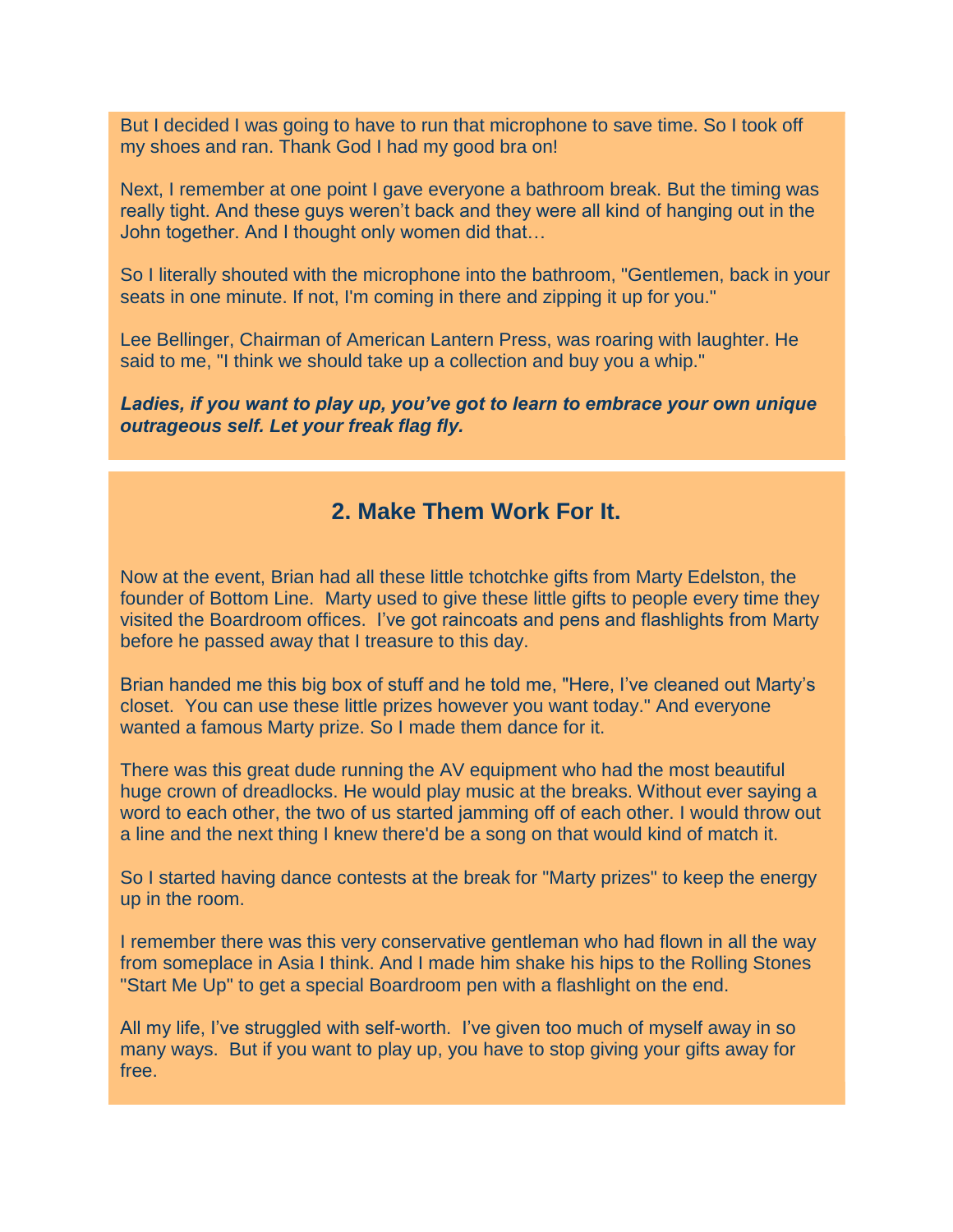But I decided I was going to have to run that microphone to save time. So I took off my shoes and ran. Thank God I had my good bra on!

Next, I remember at one point I gave everyone a bathroom break. But the timing was really tight. And these guys weren't back and they were all kind of hanging out in the John together. And I thought only women did that…

So I literally shouted with the microphone into the bathroom, "Gentlemen, back in your seats in one minute. If not, I'm coming in there and zipping it up for you."

Lee Bellinger, Chairman of American Lantern Press, was roaring with laughter. He said to me, "I think we should take up a collection and buy you a whip."

***Ladies, if you want to play up, you've got to learn to embrace your own unique outrageous self. Let your freak flag fly.***

## 2. Make Them Work For It.

Now at the event, Brian had all these little tchotchke gifts from Marty Edelston, the founder of Bottom Line. Marty used to give these little gifts to people every time they visited the Boardroom offices. I've got raincoats and pens and flashlights from Marty before he passed away that I treasure to this day.

Brian handed me this big box of stuff and he told me, "Here, I've cleaned out Marty's closet. You can use these little prizes however you want today." And everyone wanted a famous Marty prize. So I made them dance for it.

There was this great dude running the AV equipment who had the most beautiful huge crown of dreadlocks. He would play music at the breaks. Without ever saying a word to each other, the two of us started jamming off of each other. I would throw out a line and the next thing I knew there'd be a song on that would kind of match it.

So I started having dance contests at the break for "Marty prizes" to keep the energy up in the room.

I remember there was this very conservative gentleman who had flown in all the way from someplace in Asia I think. And I made him shake his hips to the Rolling Stones "Start Me Up" to get a special Boardroom pen with a flashlight on the end.

All my life, I've struggled with self-worth. I've given too much of myself away in so many ways. But if you want to play up, you have to stop giving your gifts away for free.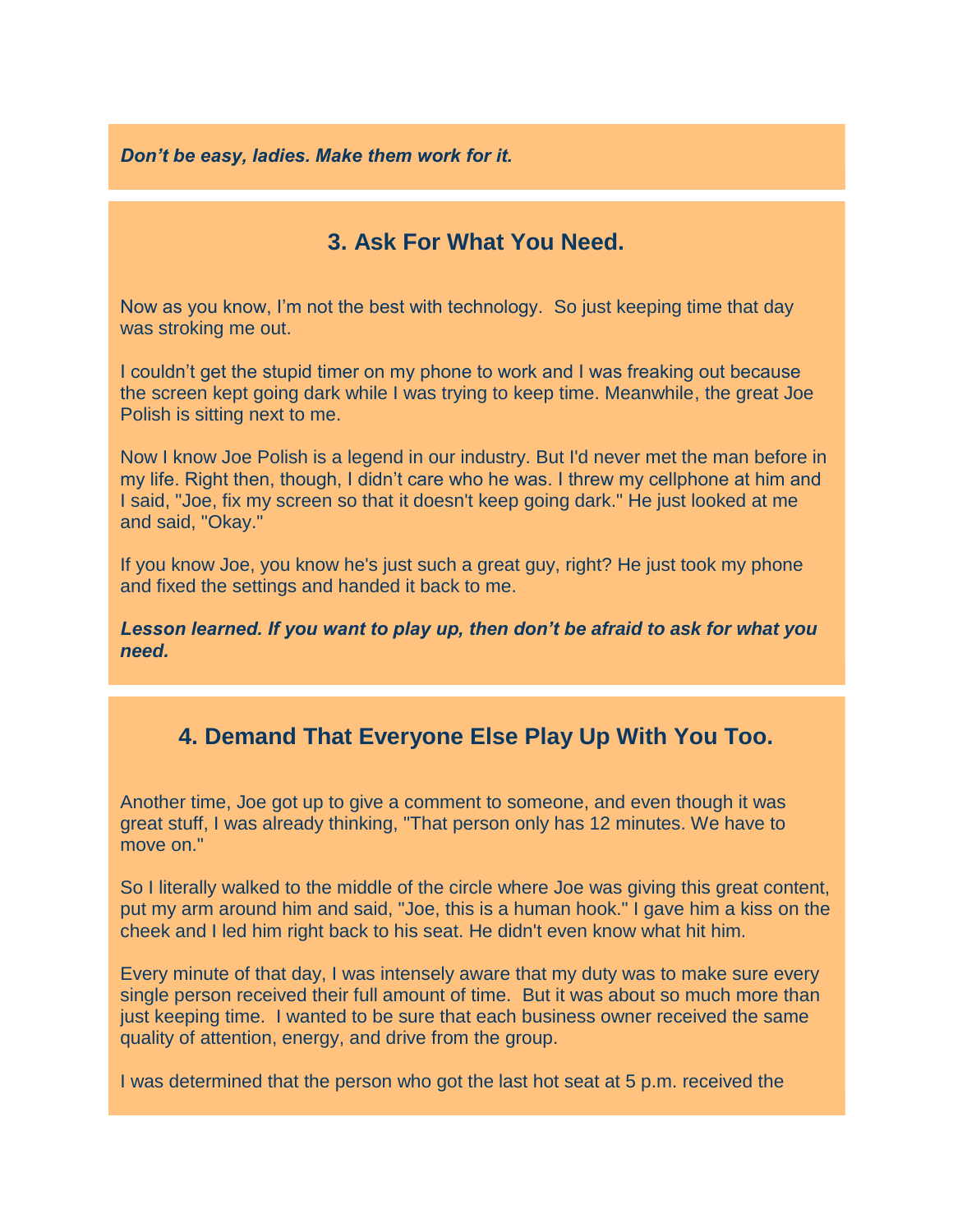***Don't be easy, ladies. Make them work for it.***

## 3. Ask For What You Need.

Now as you know, I'm not the best with technology.  So just keeping time that day was stroking me out.

I couldn't get the stupid timer on my phone to work and I was freaking out because the screen kept going dark while I was trying to keep time. Meanwhile, the great Joe Polish is sitting next to me.

Now I know Joe Polish is a legend in our industry. But I'd never met the man before in my life. Right then, though, I didn't care who he was. I threw my cellphone at him and I said, "Joe, fix my screen so that it doesn't keep going dark." He just looked at me and said, "Okay."

If you know Joe, you know he's just such a great guy, right? He just took my phone and fixed the settings and handed it back to me.

***Lesson learned. If you want to play up, then don't be afraid to ask for what you need.***

## 4. Demand That Everyone Else Play Up With You Too.

Another time, Joe got up to give a comment to someone, and even though it was great stuff, I was already thinking, "That person only has 12 minutes. We have to move on."

So I literally walked to the middle of the circle where Joe was giving this great content, put my arm around him and said, "Joe, this is a human hook." I gave him a kiss on the cheek and I led him right back to his seat. He didn't even know what hit him.

Every minute of that day, I was intensely aware that my duty was to make sure every single person received their full amount of time.  But it was about so much more than just keeping time.  I wanted to be sure that each business owner received the same quality of attention, energy, and drive from the group.

I was determined that the person who got the last hot seat at 5 p.m. received the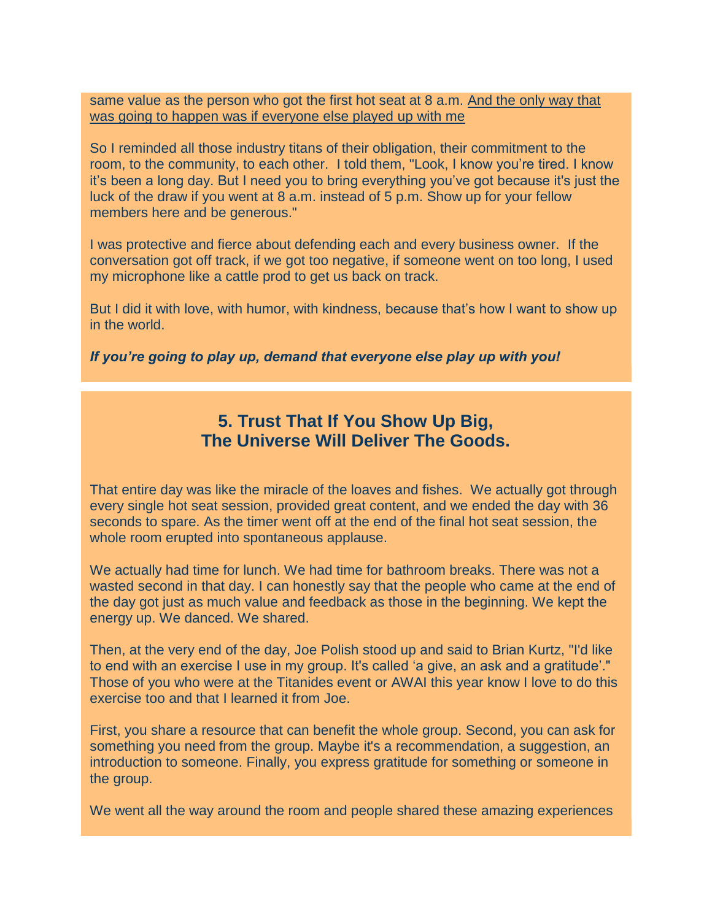same value as the person who got the first hot seat at 8 a.m. And the only way that was going to happen was if everyone else played up with me

So I reminded all those industry titans of their obligation, their commitment to the room, to the community, to each other. I told them, "Look, I know you're tired. I know it's been a long day. But I need you to bring everything you've got because it's just the luck of the draw if you went at 8 a.m. instead of 5 p.m. Show up for your fellow members here and be generous."

I was protective and fierce about defending each and every business owner. If the conversation got off track, if we got too negative, if someone went on too long, I used my microphone like a cattle prod to get us back on track.

But I did it with love, with humor, with kindness, because that's how I want to show up in the world.

***If you're going to play up, demand that everyone else play up with you!***

## 5. Trust That If You Show Up Big, The Universe Will Deliver The Goods.

That entire day was like the miracle of the loaves and fishes. We actually got through every single hot seat session, provided great content, and we ended the day with 36 seconds to spare. As the timer went off at the end of the final hot seat session, the whole room erupted into spontaneous applause.

We actually had time for lunch. We had time for bathroom breaks. There was not a wasted second in that day. I can honestly say that the people who came at the end of the day got just as much value and feedback as those in the beginning. We kept the energy up. We danced. We shared.

Then, at the very end of the day, Joe Polish stood up and said to Brian Kurtz, "I'd like to end with an exercise I use in my group. It's called 'a give, an ask and a gratitude'." Those of you who were at the Titanides event or AWAI this year know I love to do this exercise too and that I learned it from Joe.

First, you share a resource that can benefit the whole group. Second, you can ask for something you need from the group. Maybe it's a recommendation, a suggestion, an introduction to someone. Finally, you express gratitude for something or someone in the group.

We went all the way around the room and people shared these amazing experiences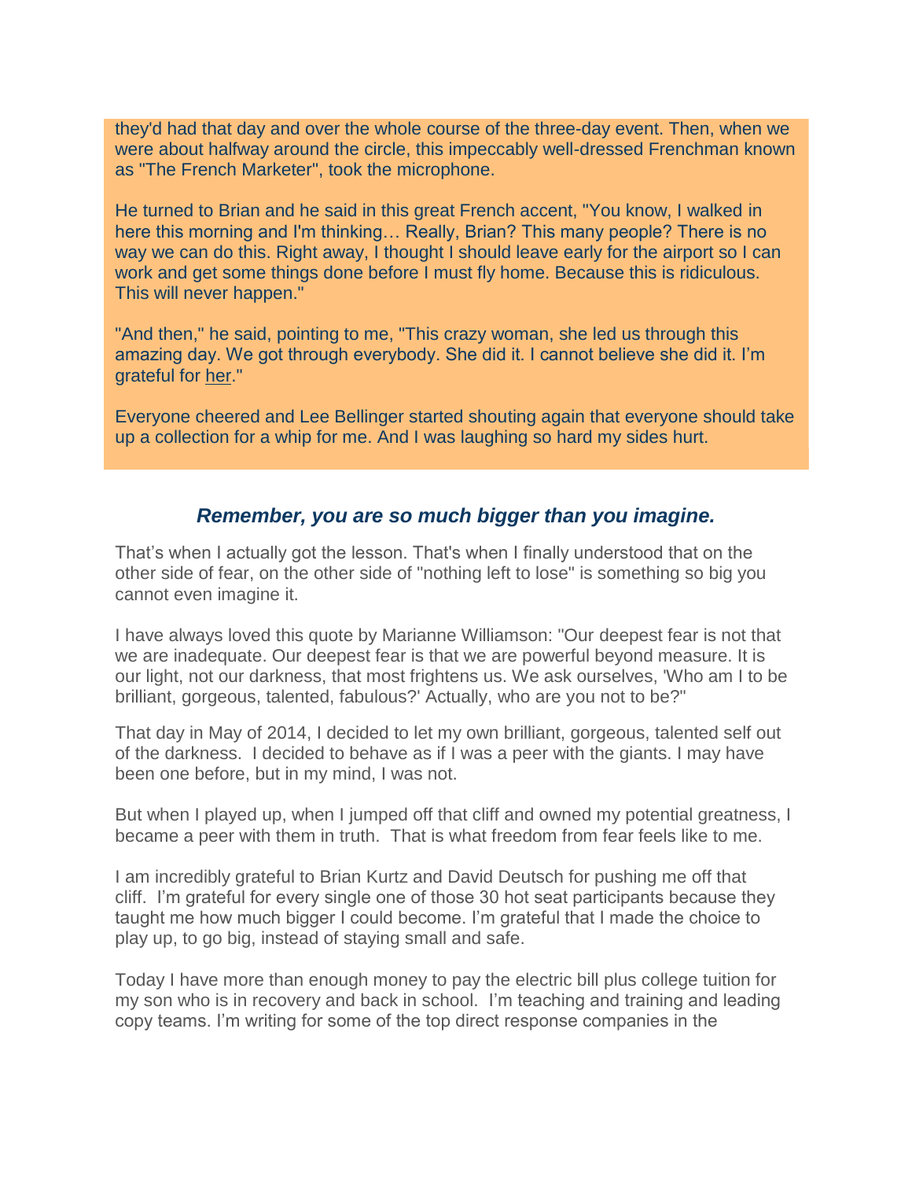they'd had that day and over the whole course of the three-day event. Then, when we were about halfway around the circle, this impeccably well-dressed Frenchman known as "The French Marketer", took the microphone.

He turned to Brian and he said in this great French accent, "You know, I walked in here this morning and I'm thinking… Really, Brian? This many people? There is no way we can do this. Right away, I thought I should leave early for the airport so I can work and get some things done before I must fly home. Because this is ridiculous. This will never happen."

"And then," he said, pointing to me, "This crazy woman, she led us through this amazing day. We got through everybody. She did it. I cannot believe she did it. I'm grateful for her."

Everyone cheered and Lee Bellinger started shouting again that everyone should take up a collection for a whip for me. And I was laughing so hard my sides hurt.

### ***Remember, you are so much bigger than you imagine.***

That's when I actually got the lesson. That's when I finally understood that on the other side of fear, on the other side of "nothing left to lose" is something so big you cannot even imagine it.

I have always loved this quote by Marianne Williamson: "Our deepest fear is not that we are inadequate. Our deepest fear is that we are powerful beyond measure. It is our light, not our darkness, that most frightens us. We ask ourselves, 'Who am I to be brilliant, gorgeous, talented, fabulous?' Actually, who are you not to be?"

That day in May of 2014, I decided to let my own brilliant, gorgeous, talented self out of the darkness. I decided to behave as if I was a peer with the giants. I may have been one before, but in my mind, I was not.

But when I played up, when I jumped off that cliff and owned my potential greatness, I became a peer with them in truth. That is what freedom from fear feels like to me.

I am incredibly grateful to Brian Kurtz and David Deutsch for pushing me off that cliff. I'm grateful for every single one of those 30 hot seat participants because they taught me how much bigger I could become. I'm grateful that I made the choice to play up, to go big, instead of staying small and safe.

Today I have more than enough money to pay the electric bill plus college tuition for my son who is in recovery and back in school. I'm teaching and training and leading copy teams. I'm writing for some of the top direct response companies in the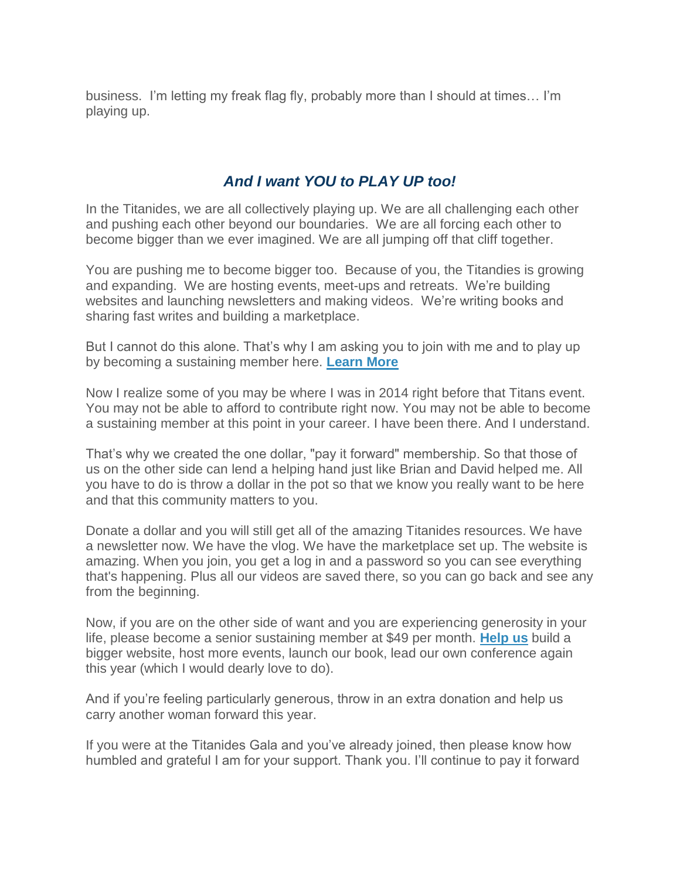business.  I'm letting my freak flag fly, probably more than I should at times… I'm playing up.

### *And I want YOU to PLAY UP too!*

In the Titanides, we are all collectively playing up. We are all challenging each other and pushing each other beyond our boundaries.  We are all forcing each other to become bigger than we ever imagined. We are all jumping off that cliff together.

You are pushing me to become bigger too.  Because of you, the Titandies is growing and expanding.  We are hosting events, meet-ups and retreats.  We're building websites and launching newsletters and making videos.  We're writing books and sharing fast writes and building a marketplace.

But I cannot do this alone. That's why I am asking you to join with me and to play up by becoming a sustaining member here. **Learn More**

Now I realize some of you may be where I was in 2014 right before that Titans event. You may not be able to afford to contribute right now. You may not be able to become a sustaining member at this point in your career. I have been there. And I understand.

That's why we created the one dollar, "pay it forward" membership. So that those of us on the other side can lend a helping hand just like Brian and David helped me. All you have to do is throw a dollar in the pot so that we know you really want to be here and that this community matters to you.

Donate a dollar and you will still get all of the amazing Titanides resources. We have a newsletter now. We have the vlog. We have the marketplace set up. The website is amazing. When you join, you get a log in and a password so you can see everything that's happening. Plus all our videos are saved there, so you can go back and see any from the beginning.

Now, if you are on the other side of want and you are experiencing generosity in your life, please become a senior sustaining member at $49 per month. **Help us** build a bigger website, host more events, launch our book, lead our own conference again this year (which I would dearly love to do).

And if you're feeling particularly generous, throw in an extra donation and help us carry another woman forward this year.

If you were at the Titanides Gala and you've already joined, then please know how humbled and grateful I am for your support. Thank you. I'll continue to pay it forward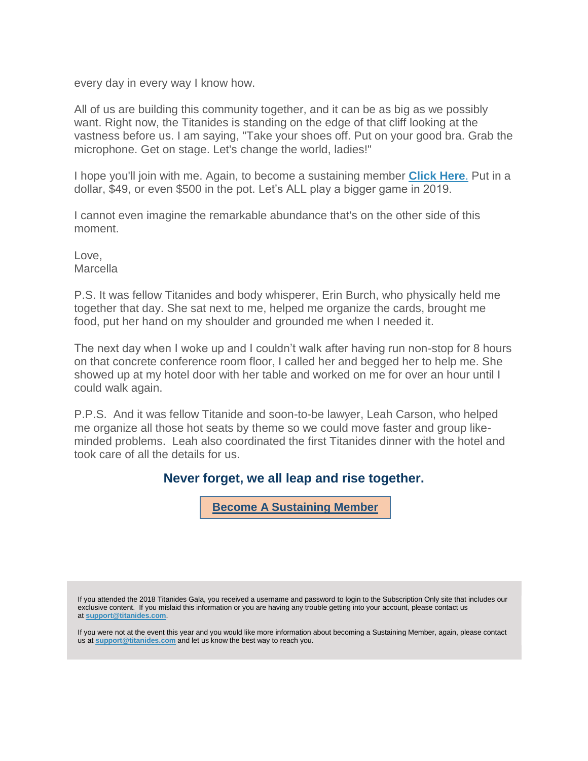every day in every way I know how.

All of us are building this community together, and it can be as big as we possibly want. Right now, the Titanides is standing on the edge of that cliff looking at the vastness before us. I am saying, "Take your shoes off. Put on your good bra. Grab the microphone. Get on stage. Let's change the world, ladies!"

I hope you'll join with me. Again, to become a sustaining member **Click Here**. Put in a dollar, $49, or even $500 in the pot. Let's ALL play a bigger game in 2019.

I cannot even imagine the remarkable abundance that's on the other side of this moment.

Love,  
Marcella

P.S. It was fellow Titanides and body whisperer, Erin Burch, who physically held me together that day. She sat next to me, helped me organize the cards, brought me food, put her hand on my shoulder and grounded me when I needed it.

The next day when I woke up and I couldn't walk after having run non-stop for 8 hours on that concrete conference room floor, I called her and begged her to help me. She showed up at my hotel door with her table and worked on me for over an hour until I could walk again.

P.P.S. And it was fellow Titanide and soon-to-be lawyer, Leah Carson, who helped me organize all those hot seats by theme so we could move faster and group like-minded problems. Leah also coordinated the first Titanides dinner with the hotel and took care of all the details for us.

**Never forget, we all leap and rise together.**

**Become A Sustaining Member**

If you attended the 2018 Titanides Gala, you received a username and password to login to the Subscription Only site that includes our exclusive content. If you mislaid this information or you are having any trouble getting into your account, please contact us at **support@titanides.com**.

If you were not at the event this year and you would like more information about becoming a Sustaining Member, again, please contact us at **support@titanides.com** and let us know the best way to reach you.